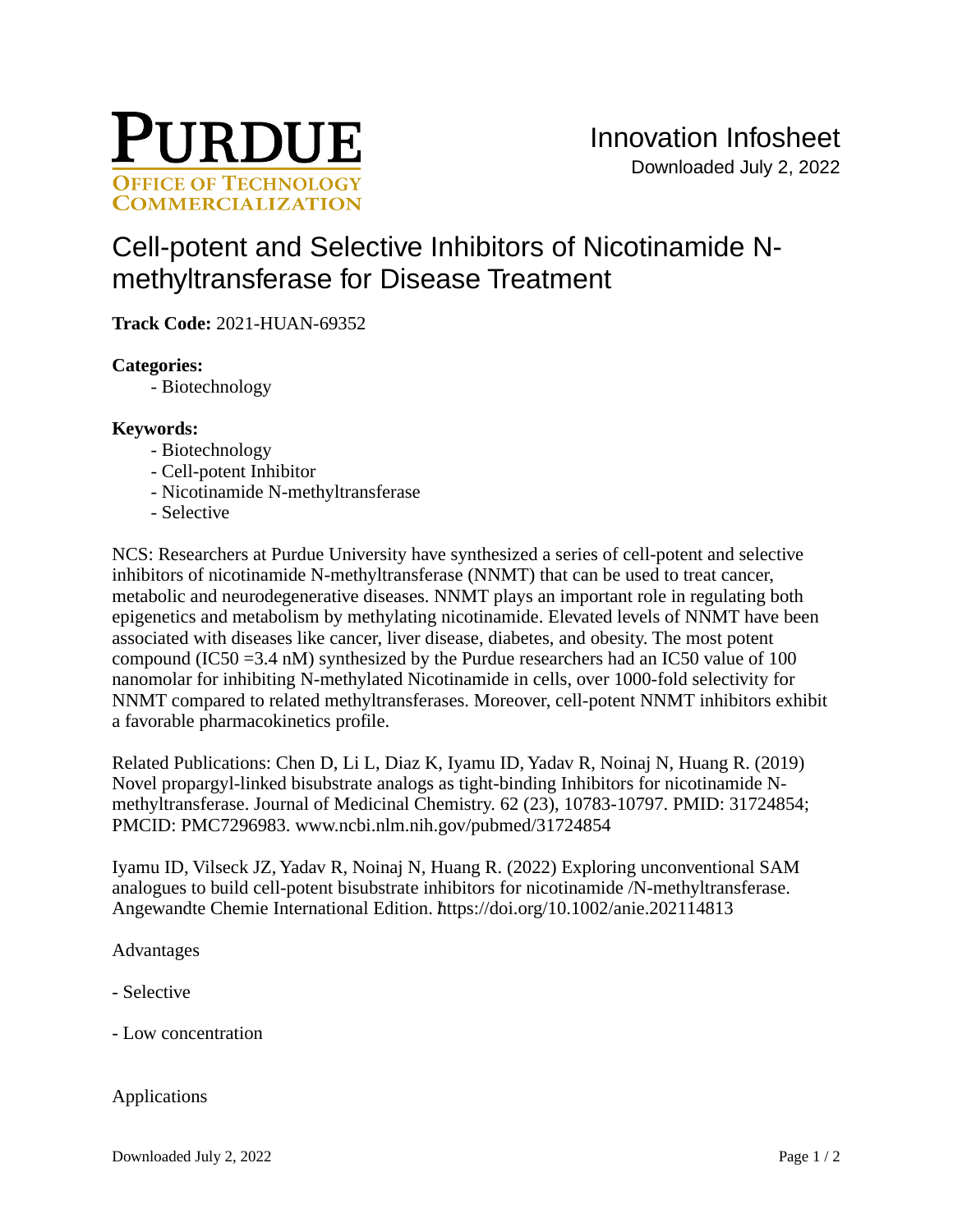# Cell-potent and Selective Inhibitors of Nicotinamide N-methyltransferase for Disease Treatment

**Track Code:** 2021-HUAN-69352

**Categories:**

- Biotechnology

**Keywords:**

- Biotechnology
- Cell-potent Inhibitor
- Nicotinamide N-methyltransferase
- Selective

NCS: Researchers at Purdue University have synthesized a series of cell-potent and selective inhibitors of nicotinamide N-methyltransferase (NNMT) that can be used to treat cancer, metabolic and neurodegenerative diseases. NNMT plays an important role in regulating both epigenetics and metabolism by methylating nicotinamide. Elevated levels of NNMT have been associated with diseases like cancer, liver disease, diabetes, and obesity. The most potent compound (IC50 =3.4 nM) synthesized by the Purdue researchers had an IC50 value of 100 nanomolar for inhibiting N-methylated Nicotinamide in cells, over 1000-fold selectivity for NNMT compared to related methyltransferases. Moreover, cell-potent NNMT inhibitors exhibit a favorable pharmacokinetics profile.

Related Publications: Chen D, Li L, Diaz K, Iyamu ID, Yadav R, Noinaj N, Huang R. (2019) Novel propargyl-linked bisubstrate analogs as tight-binding Inhibitors for nicotinamide N-methyltransferase. Journal of Medicinal Chemistry. 62 (23), 10783-10797. PMID: 31724854; PMCID: PMC7296983. www.ncbi.nlm.nih.gov/pubmed/31724854

Iyamu ID, Vilseck JZ, Yadav R, Noinaj N, Huang R. (2022) Exploring unconventional SAM analogues to build cell-potent bisubstrate inhibitors for nicotinamide /N-methyltransferase. Angewandte Chemie International Edition. https://doi.org/10.1002/anie.202114813

Advantages

- Selective

- Low concentration

Applications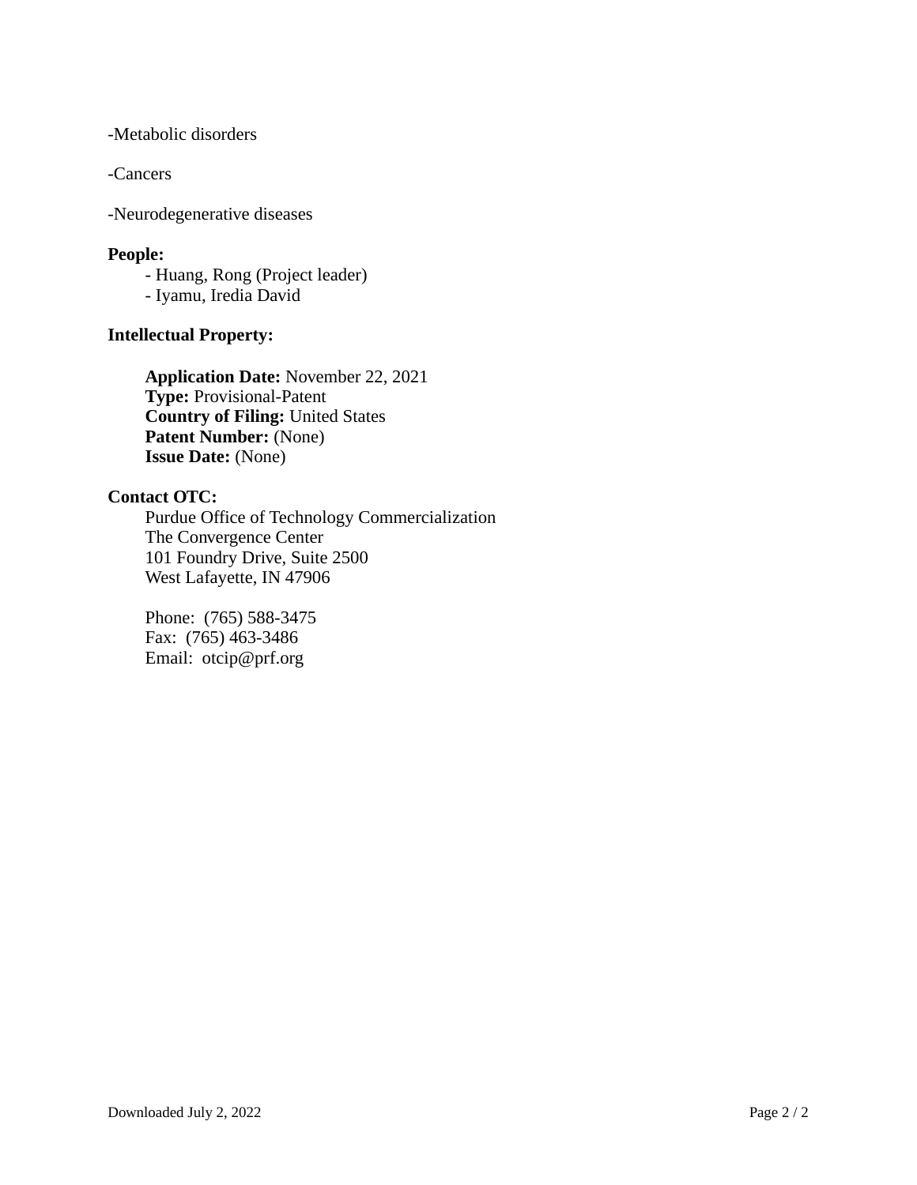-Metabolic disorders

-Cancers

-Neurodegenerative diseases

**People:**

- Huang, Rong (Project leader)
- Iyamu, Iredia David

**Intellectual Property:**

**Application Date:** November 22, 2021
**Type:** Provisional-Patent
**Country of Filing:** United States
**Patent Number:** (None)
**Issue Date:** (None)

**Contact OTC:**

Purdue Office of Technology Commercialization
The Convergence Center
101 Foundry Drive, Suite 2500
West Lafayette, IN 47906

Phone: (765) 588-3475
Fax: (765) 463-3486
Email: otcip@prf.org

Downloaded July 2, 2022